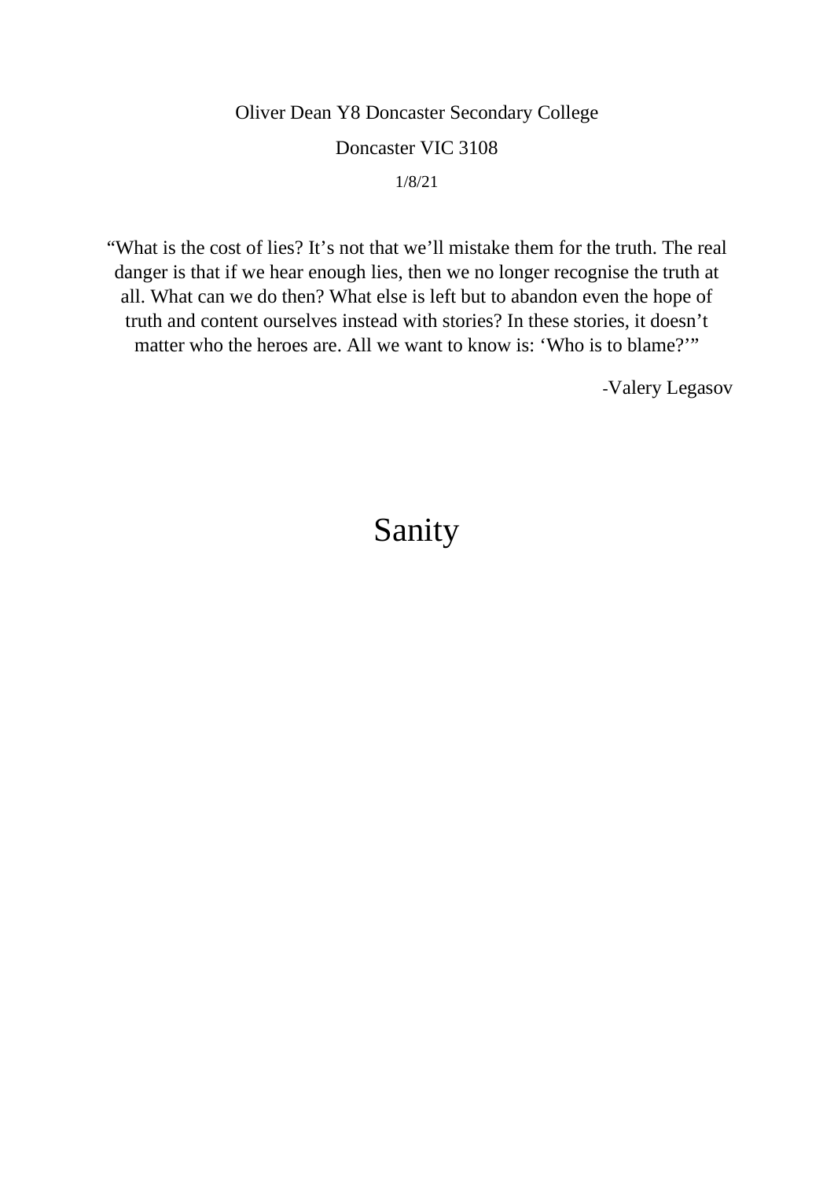Oliver Dean Y8 Doncaster Secondary College

Doncaster VIC 3108

1/8/21

"What is the cost of lies? It's not that we'll mistake them for the truth. The real danger is that if we hear enough lies, then we no longer recognise the truth at all. What can we do then? What else is left but to abandon even the hope of truth and content ourselves instead with stories? In these stories, it doesn't matter who the heroes are. All we want to know is: 'Who is to blame?'"

-Valery Legasov

# Sanity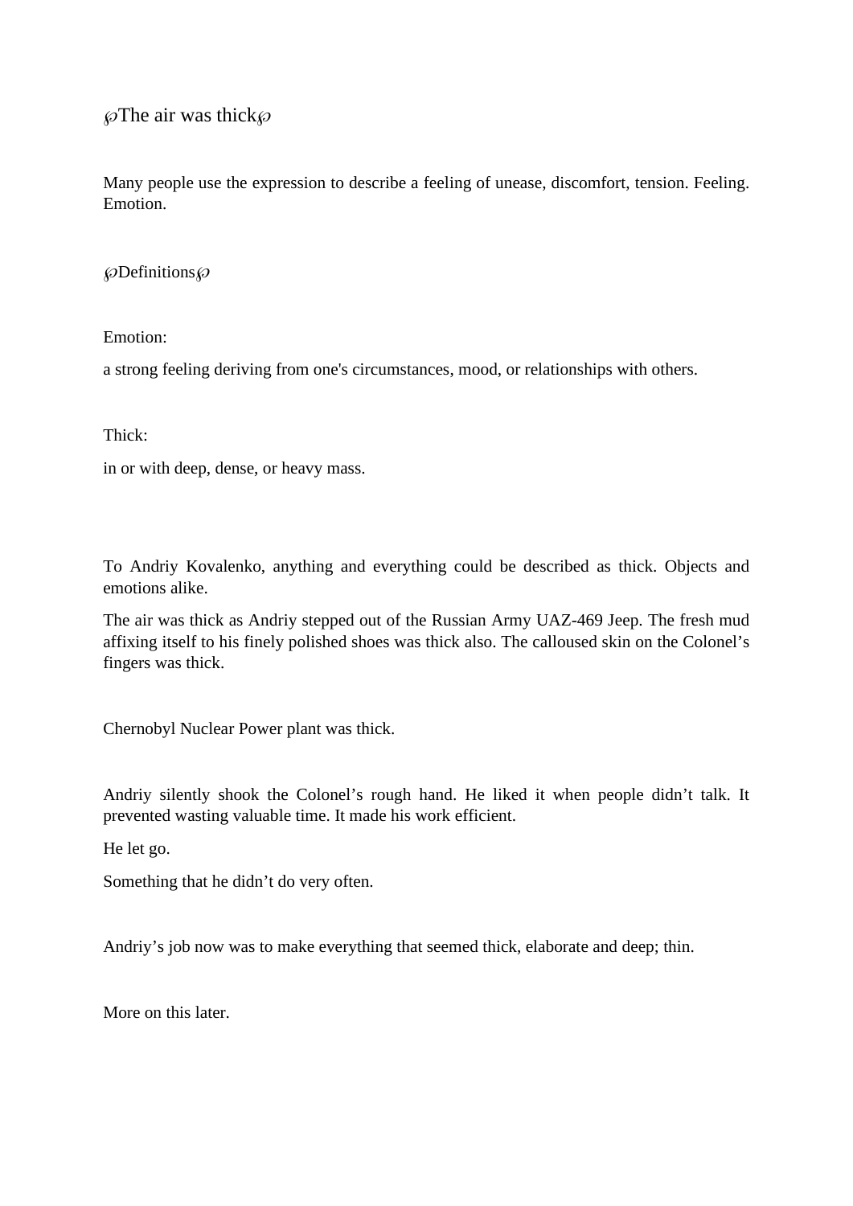℘The air was thick℘

Many people use the expression to describe a feeling of unease, discomfort, tension. Feeling. Emotion.

℘Definitions℘

Emotion:

a strong feeling deriving from one's circumstances, mood, or relationships with others.

Thick:

in or with deep, dense, or heavy mass.

To Andriy Kovalenko, anything and everything could be described as thick. Objects and emotions alike.

The air was thick as Andriy stepped out of the Russian Army UAZ-469 Jeep. The fresh mud affixing itself to his finely polished shoes was thick also. The calloused skin on the Colonel's fingers was thick.

Chernobyl Nuclear Power plant was thick.

Andriy silently shook the Colonel's rough hand. He liked it when people didn't talk. It prevented wasting valuable time. It made his work efficient.

He let go.

Something that he didn't do very often.

Andriy's job now was to make everything that seemed thick, elaborate and deep; thin.

More on this later.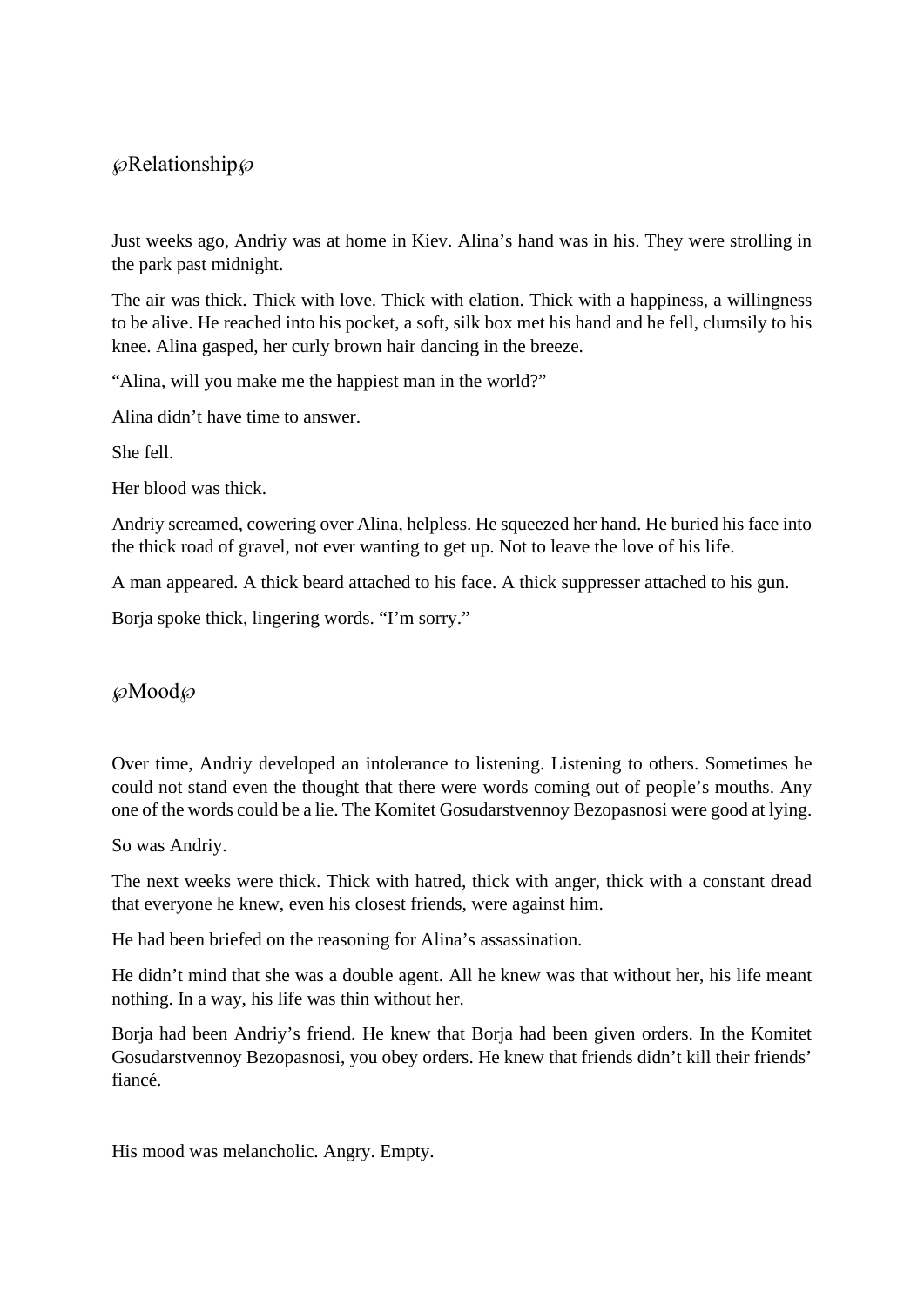## ℘Relationship℘

Just weeks ago, Andriy was at home in Kiev. Alina's hand was in his. They were strolling in the park past midnight.

The air was thick. Thick with love. Thick with elation. Thick with a happiness, a willingness to be alive. He reached into his pocket, a soft, silk box met his hand and he fell, clumsily to his knee. Alina gasped, her curly brown hair dancing in the breeze.

"Alina, will you make me the happiest man in the world?"

Alina didn't have time to answer.

She fell.

Her blood was thick.

Andriy screamed, cowering over Alina, helpless. He squeezed her hand. He buried his face into the thick road of gravel, not ever wanting to get up. Not to leave the love of his life.

A man appeared. A thick beard attached to his face. A thick suppresser attached to his gun.

Borja spoke thick, lingering words. "I'm sorry."

## ℘Mood℘

Over time, Andriy developed an intolerance to listening. Listening to others. Sometimes he could not stand even the thought that there were words coming out of people's mouths. Any one of the words could be a lie. The Komitet Gosudarstvennoy Bezopasnosi were good at lying.

So was Andriy.

The next weeks were thick. Thick with hatred, thick with anger, thick with a constant dread that everyone he knew, even his closest friends, were against him.

He had been briefed on the reasoning for Alina's assassination.

He didn't mind that she was a double agent. All he knew was that without her, his life meant nothing. In a way, his life was thin without her.

Borja had been Andriy's friend. He knew that Borja had been given orders. In the Komitet Gosudarstvennoy Bezopasnosi, you obey orders. He knew that friends didn't kill their friends' fiancé.

His mood was melancholic. Angry. Empty.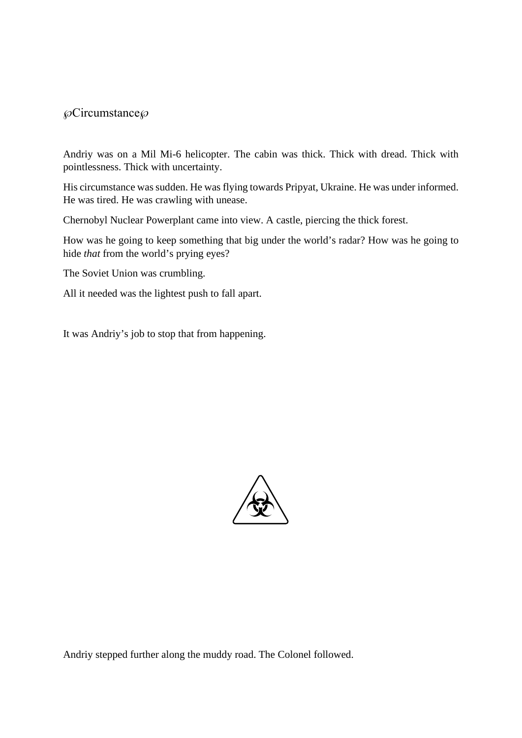## ℘Circumstance℘

Andriy was on a Mil Mi-6 helicopter. The cabin was thick. Thick with dread. Thick with pointlessness. Thick with uncertainty.

His circumstance was sudden. He was flying towards Pripyat, Ukraine. He was under informed. He was tired. He was crawling with unease.

Chernobyl Nuclear Powerplant came into view. A castle, piercing the thick forest.

How was he going to keep something that big under the world's radar? How was he going to hide *that* from the world's prying eyes?

The Soviet Union was crumbling.

All it needed was the lightest push to fall apart.

It was Andriy's job to stop that from happening.

Andriy stepped further along the muddy road. The Colonel followed.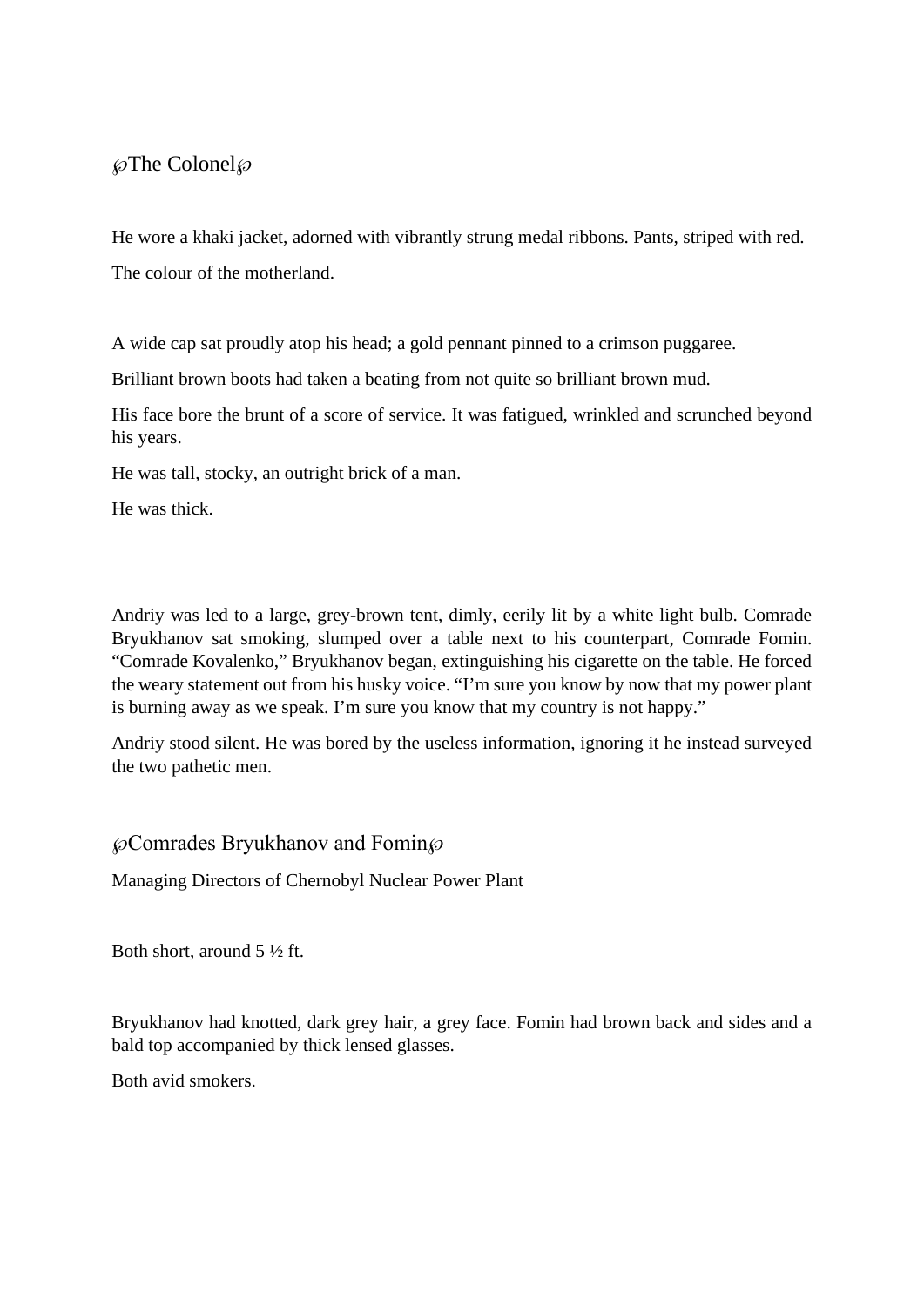℘The Colonel℘

He wore a khaki jacket, adorned with vibrantly strung medal ribbons. Pants, striped with red.

The colour of the motherland.

A wide cap sat proudly atop his head; a gold pennant pinned to a crimson puggaree.

Brilliant brown boots had taken a beating from not quite so brilliant brown mud.

His face bore the brunt of a score of service. It was fatigued, wrinkled and scrunched beyond his years.

He was tall, stocky, an outright brick of a man.

He was thick.

Andriy was led to a large, grey-brown tent, dimly, eerily lit by a white light bulb. Comrade Bryukhanov sat smoking, slumped over a table next to his counterpart, Comrade Fomin. "Comrade Kovalenko," Bryukhanov began, extinguishing his cigarette on the table. He forced the weary statement out from his husky voice. "I'm sure you know by now that my power plant is burning away as we speak. I'm sure you know that my country is not happy."

Andriy stood silent. He was bored by the useless information, ignoring it he instead surveyed the two pathetic men.

℘Comrades Bryukhanov and Fomin℘

Managing Directors of Chernobyl Nuclear Power Plant

Both short, around 5 ½ ft.

Bryukhanov had knotted, dark grey hair, a grey face. Fomin had brown back and sides and a bald top accompanied by thick lensed glasses.

Both avid smokers.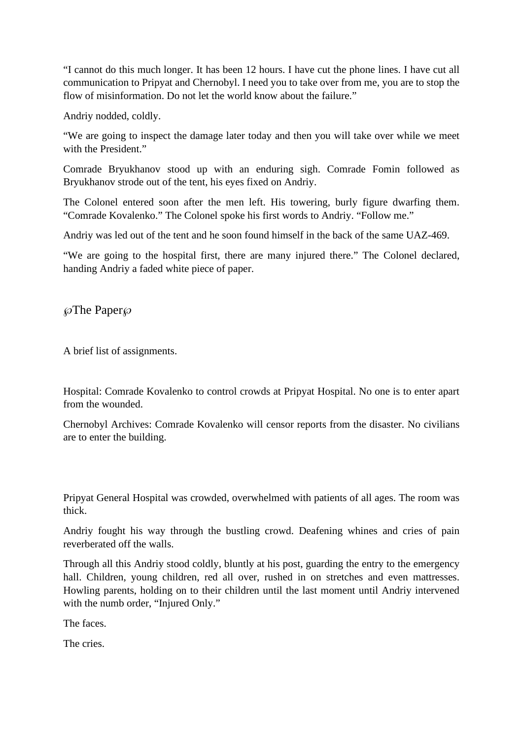"I cannot do this much longer. It has been 12 hours. I have cut the phone lines. I have cut all communication to Pripyat and Chernobyl. I need you to take over from me, you are to stop the flow of misinformation. Do not let the world know about the failure."

Andriy nodded, coldly.

"We are going to inspect the damage later today and then you will take over while we meet with the President."

Comrade Bryukhanov stood up with an enduring sigh. Comrade Fomin followed as Bryukhanov strode out of the tent, his eyes fixed on Andriy.

The Colonel entered soon after the men left. His towering, burly figure dwarfing them. "Comrade Kovalenko." The Colonel spoke his first words to Andriy. "Follow me."

Andriy was led out of the tent and he soon found himself in the back of the same UAZ-469.

"We are going to the hospital first, there are many injured there." The Colonel declared, handing Andriy a faded white piece of paper.

## ℘The Paper℘

A brief list of assignments.

Hospital: Comrade Kovalenko to control crowds at Pripyat Hospital. No one is to enter apart from the wounded.

Chernobyl Archives: Comrade Kovalenko will censor reports from the disaster. No civilians are to enter the building.

Pripyat General Hospital was crowded, overwhelmed with patients of all ages. The room was thick.

Andriy fought his way through the bustling crowd. Deafening whines and cries of pain reverberated off the walls.

Through all this Andriy stood coldly, bluntly at his post, guarding the entry to the emergency hall. Children, young children, red all over, rushed in on stretches and even mattresses. Howling parents, holding on to their children until the last moment until Andriy intervened with the numb order, "Injured Only."

The faces.

The cries.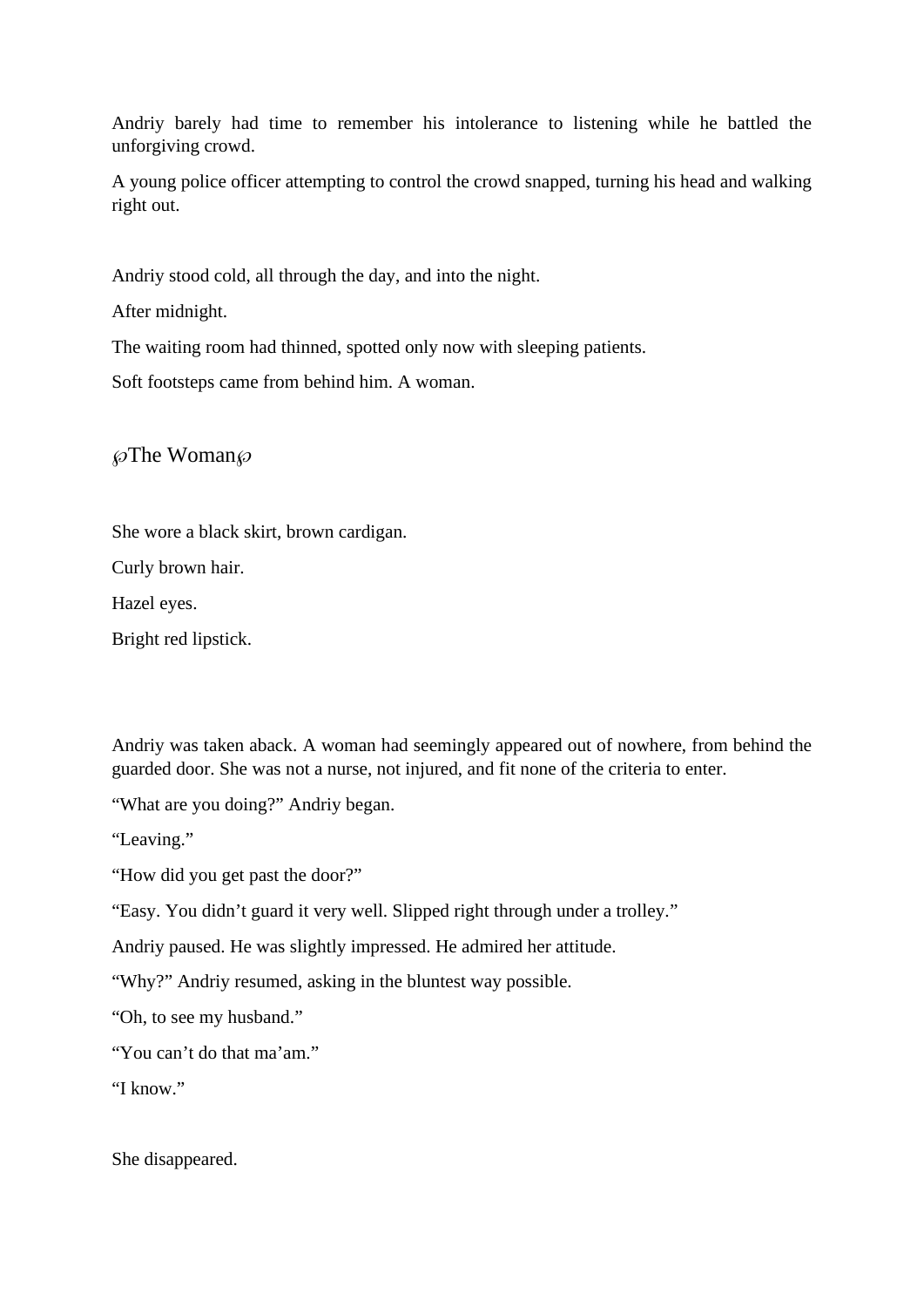Andriy barely had time to remember his intolerance to listening while he battled the unforgiving crowd.

A young police officer attempting to control the crowd snapped, turning his head and walking right out.

Andriy stood cold, all through the day, and into the night.

After midnight.

The waiting room had thinned, spotted only now with sleeping patients.

Soft footsteps came from behind him. A woman.

## ℘The Woman℘

She wore a black skirt, brown cardigan.

Curly brown hair.

Hazel eyes.

Bright red lipstick.

Andriy was taken aback. A woman had seemingly appeared out of nowhere, from behind the guarded door. She was not a nurse, not injured, and fit none of the criteria to enter.

“What are you doing?” Andriy began.

“Leaving.”

“How did you get past the door?”

“Easy. You didn’t guard it very well. Slipped right through under a trolley.”

Andriy paused. He was slightly impressed. He admired her attitude.

“Why?” Andriy resumed, asking in the bluntest way possible.

“Oh, to see my husband.”

“You can’t do that ma’am.”

“I know.”

She disappeared.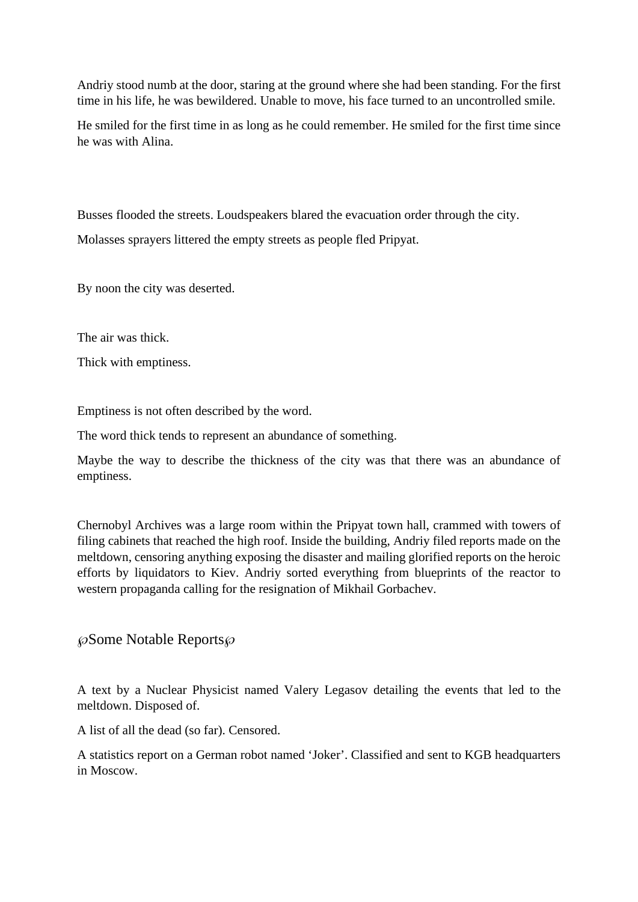Andriy stood numb at the door, staring at the ground where she had been standing. For the first time in his life, he was bewildered. Unable to move, his face turned to an uncontrolled smile.

He smiled for the first time in as long as he could remember. He smiled for the first time since he was with Alina.

Busses flooded the streets. Loudspeakers blared the evacuation order through the city.

Molasses sprayers littered the empty streets as people fled Pripyat.

By noon the city was deserted.

The air was thick.

Thick with emptiness.

Emptiness is not often described by the word.

The word thick tends to represent an abundance of something.

Maybe the way to describe the thickness of the city was that there was an abundance of emptiness.

Chernobyl Archives was a large room within the Pripyat town hall, crammed with towers of filing cabinets that reached the high roof. Inside the building, Andriy filed reports made on the meltdown, censoring anything exposing the disaster and mailing glorified reports on the heroic efforts by liquidators to Kiev. Andriy sorted everything from blueprints of the reactor to western propaganda calling for the resignation of Mikhail Gorbachev.

## ℘Some Notable Reports℘

A text by a Nuclear Physicist named Valery Legasov detailing the events that led to the meltdown. Disposed of.

A list of all the dead (so far). Censored.

A statistics report on a German robot named 'Joker'. Classified and sent to KGB headquarters in Moscow.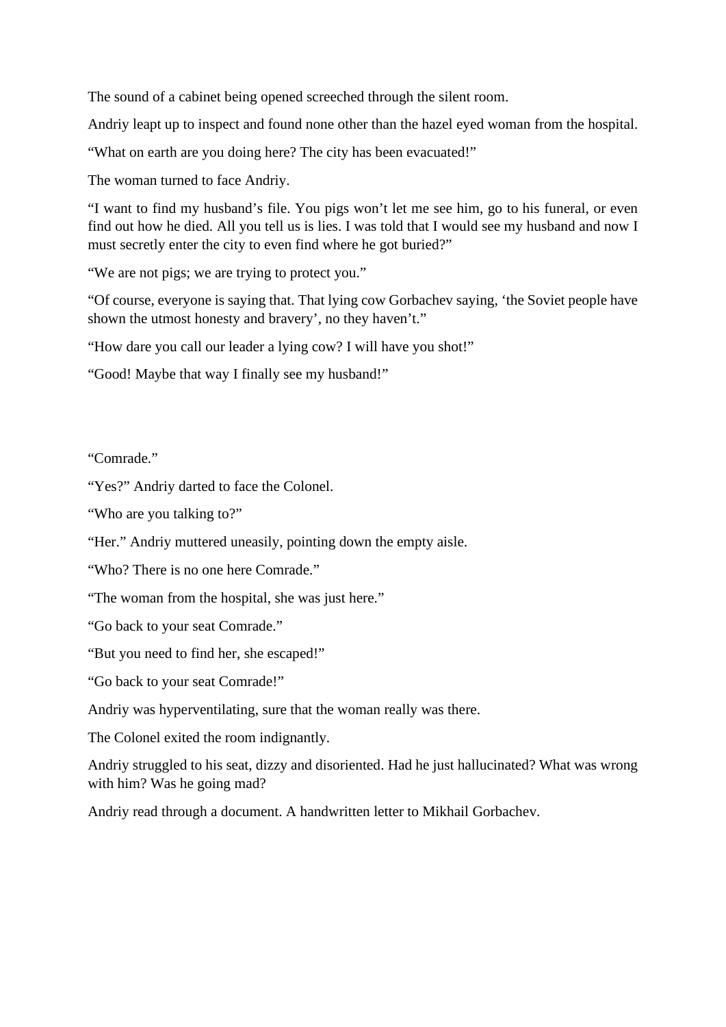The sound of a cabinet being opened screeched through the silent room.

Andriy leapt up to inspect and found none other than the hazel eyed woman from the hospital.

"What on earth are you doing here? The city has been evacuated!"

The woman turned to face Andriy.

"I want to find my husband's file. You pigs won't let me see him, go to his funeral, or even find out how he died. All you tell us is lies. I was told that I would see my husband and now I must secretly enter the city to even find where he got buried?"

"We are not pigs; we are trying to protect you."

"Of course, everyone is saying that. That lying cow Gorbachev saying, 'the Soviet people have shown the utmost honesty and bravery', no they haven't."

"How dare you call our leader a lying cow? I will have you shot!"

"Good! Maybe that way I finally see my husband!"

"Comrade."

"Yes?" Andriy darted to face the Colonel.

"Who are you talking to?"

"Her." Andriy muttered uneasily, pointing down the empty aisle.

"Who? There is no one here Comrade."

"The woman from the hospital, she was just here."

"Go back to your seat Comrade."

"But you need to find her, she escaped!"

"Go back to your seat Comrade!"

Andriy was hyperventilating, sure that the woman really was there.

The Colonel exited the room indignantly.

Andriy struggled to his seat, dizzy and disoriented. Had he just hallucinated? What was wrong with him? Was he going mad?

Andriy read through a document. A handwritten letter to Mikhail Gorbachev.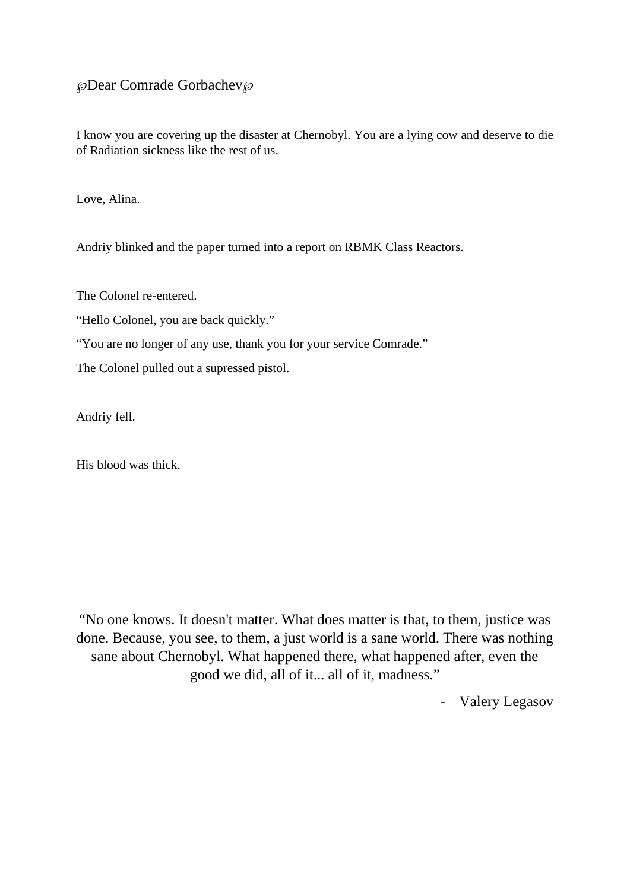℘Dear Comrade Gorbachev℘

I know you are covering up the disaster at Chernobyl. You are a lying cow and deserve to die of Radiation sickness like the rest of us.

Love, Alina.

Andriy blinked and the paper turned into a report on RBMK Class Reactors.

The Colonel re-entered.

“Hello Colonel, you are back quickly.”

“You are no longer of any use, thank you for your service Comrade.”

The Colonel pulled out a supressed pistol.

Andriy fell.

His blood was thick.

“No one knows. It doesn't matter. What does matter is that, to them, justice was done. Because, you see, to them, a just world is a sane world. There was nothing sane about Chernobyl. What happened there, what happened after, even the good we did, all of it... all of it, madness.”

- Valery Legasov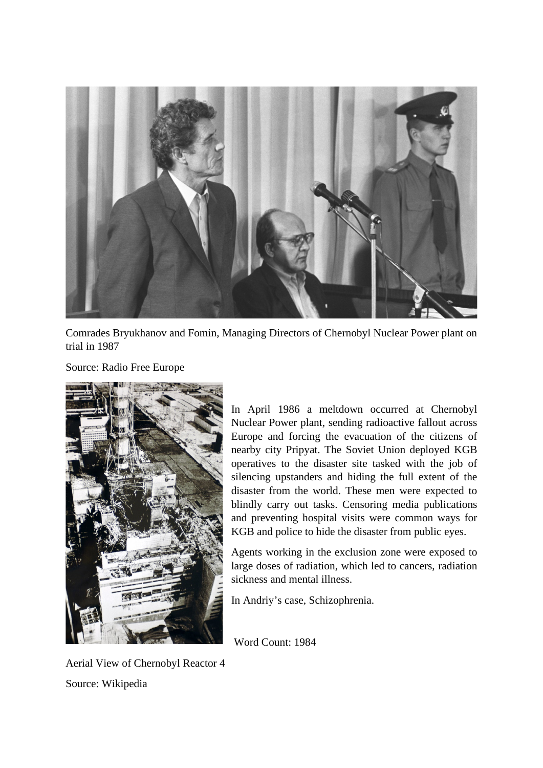Comrades Bryukhanov and Fomin, Managing Directors of Chernobyl Nuclear Power plant on trial in 1987

Source: Radio Free Europe

In April 1986 a meltdown occurred at Chernobyl Nuclear Power plant, sending radioactive fallout across Europe and forcing the evacuation of the citizens of nearby city Pripyat. The Soviet Union deployed KGB operatives to the disaster site tasked with the job of silencing upstanders and hiding the full extent of the disaster from the world. These men were expected to blindly carry out tasks. Censoring media publications and preventing hospital visits were common ways for KGB and police to hide the disaster from public eyes.

Agents working in the exclusion zone were exposed to large doses of radiation, which led to cancers, radiation sickness and mental illness.

In Andriy's case, Schizophrenia.

Word Count: 1984

Aerial View of Chernobyl Reactor 4

Source: Wikipedia